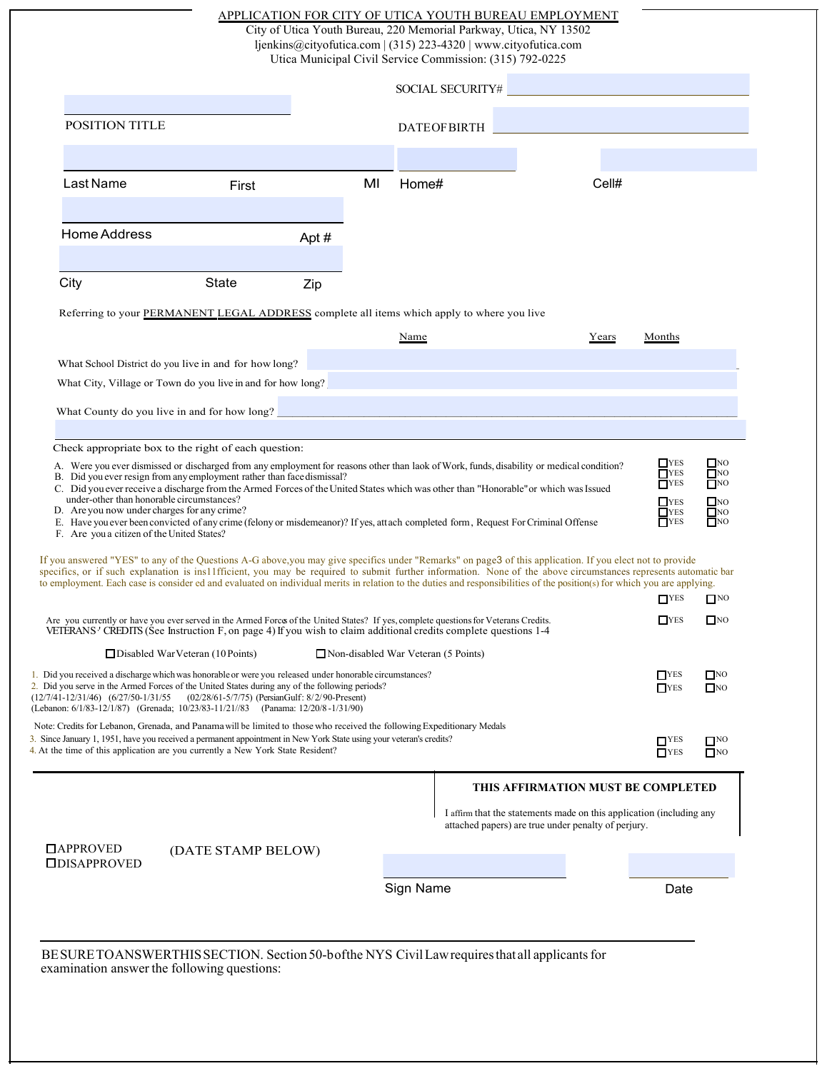# APPLICATION FOR CITY OF UTICA YOUTH BUREAU EMPLOYMENT

City of Utica Youth Bureau, 220 Memorial Parkway, Utica, NY 13502
ljenkins@cityofutica.com | (315) 223-4320 | www.cityofutica.com
Utica Municipal Civil Service Commission: (315) 792-0225

SOCIAL SECURITY# ____________________

POSITION TITLE ____________________ DATE OF BIRTH ____________________

Last Name ______ First ______ MI ______ Home# ______ Cell# ______

Home Address ______ Apt # ______

City ______ State ______ Zip ______

Referring to your PERMANENT LEGAL ADDRESS complete all items which apply to where you live

| | Name | Years | Months |
|---|---|---|---|
| What School District do you live in and for how long? | | | |
| What City, Village or Town do you live in and for how long? | | | |
| What County do you live in and for how long? | | | |

Check appropriate box to the right of each question:

| | | |
|---|---|---|
| A. Were you ever dismissed or discharged from any employment for reasons other than laok of Work, funds, disability or medical condition? | ☐YES | ☐NO |
| B. Did you ever resign from any employment rather than face dismissal? | ☐YES | ☐NO |
| C. Did you ever receive a discharge from the Armed Forces of the United States which was other than "Honorable" or which was Issued under-other than honorable circumstances? | ☐YES | ☐NO |
| D. Are you now under charges for any crime? | ☐YES | ☐NO |
| E. Have you ever been convicted of any crime (felony or misdemeanor)? If yes, attach completed form, Request For Criminal Offense | ☐YES | ☐NO |
| F. Are you a citizen of the United States? | ☐YES | ☐NO |

If you answered "YES" to any of the Questions A-G above, you may give specifics under "Remarks" on page3 of this application. If you elect not to provide specifics, or if such explanation is ins11fficient, you may be required to submit further information. None of the above circumstances represents automatic bar to employment. Each case is consider ed and evaluated on individual merits in relation to the duties and responsibilities of the position(s) for which you are applying.

☐YES ☐NO

Are you currently or have you ever served in the Armed Forces of the United States? If yes, complete questions for Veterans Credits. ☐YES ☐NO

VETERANS' CREDITS (See Instruction F, on page 4) If you wish to claim additional credits complete questions 1-4

☐Disabled War Veteran (10 Points) ☐Non-disabled War Veteran (5 Points)

| | | |
|---|---|---|
| 1. Did you received a discharge which was honorable or were you released under honorable circumstances? | ☐YES | ☐NO |
| 2. Did you serve in the Armed Forces of the United States during any of the following periods? (12/7/41-12/31/46) (6/27/50-1/31/55 (02/28/61-5/7/75) (Persian Gulf: 8/2/90-Present) (Lebanon: 6/1/83-12/1/87) (Grenada; 10/23/83-11/21//83 (Panama: 12/20/8-1/31/90) | ☐YES | ☐NO |

Note: Credits for Lebanon, Grenada, and Panama will be limited to those who received the following Expeditionary Medals

| | | |
|---|---|---|
| 3. Since January 1, 1951, have you received a permanent appointment in New York State using your veteran's credits? | ☐YES | ☐NO |
| 4. At the time of this application are you currently a New York State Resident? | ☐YES | ☐NO |

**THIS AFFIRMATION MUST BE COMPLETED**

I affirm that the statements made on this application (including any attached papers) are true under penalty of perjury.

☐APPROVED
☐DISAPPROVED

(DATE STAMP BELOW)

Sign Name ____________________ Date ____________

BE SURE TO ANSWER THIS SECTION. Section 50-b of the NYS Civil Law requires that all applicants for examination answer the following questions: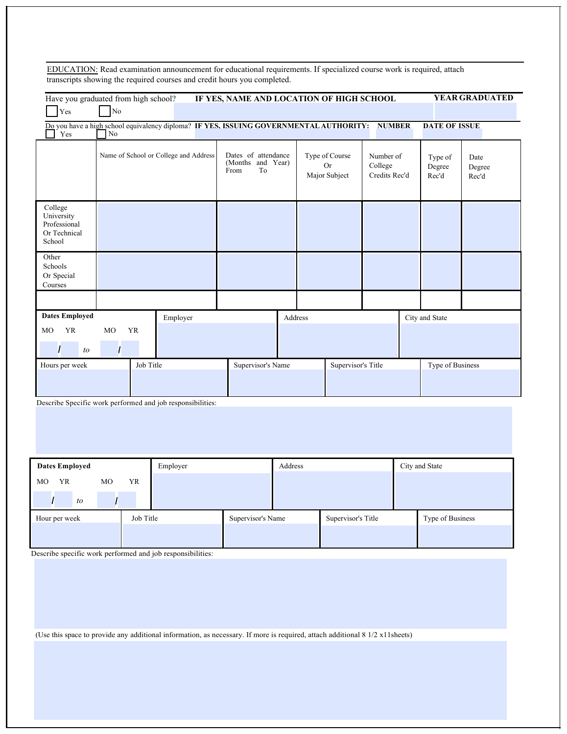EDUCATION: Read examination announcement for educational requirements. If specialized course work is required, attach transcripts showing the required courses and credit hours you completed.

Have you graduated from high school? ☐ Yes ☐ No

**IF YES, NAME AND LOCATION OF HIGH SCHOOL** | **YEAR GRADUATED**

Do you have a high school equivalency diploma? ☐ Yes ☐ No

**IF YES, ISSUING GOVERNMENTAL AUTHORITY:** | **NUMBER** | **DATE OF ISSUE**

| | Name of School or College and Address | Dates of attendance (Months and Year) From To | Type of Course Or Major Subject | Number of College Credits Rec'd | Type of Degree Rec'd | Date Degree Rec'd |
|---|---|---|---|---|---|---|
| College University Professional Or Technical School | | | | | | |
| Other Schools Or Special Courses | | | | | | |
| | | | | | | |

| Dates Employed MO YR to MO YR | Employer | Address | City and State | |
|---|---|---|---|---|
| / to / | | | | |
| Hours per week | Job Title | Supervisor's Name | Supervisor's Title | Type of Business |
| | | | | |

Describe Specific work performed and job responsibilities:

| Dates Employed MO YR to MO YR | Employer | Address | City and State | |
|---|---|---|---|---|
| / to / | | | | |
| Hour per week | Job Title | Supervisor's Name | Supervisor's Title | Type of Business |
| | | | | |

Describe specific work performed and job responsibilities:

(Use this space to provide any additional information, as necessary. If more is required, attach additional 8 1/2 x11sheets)